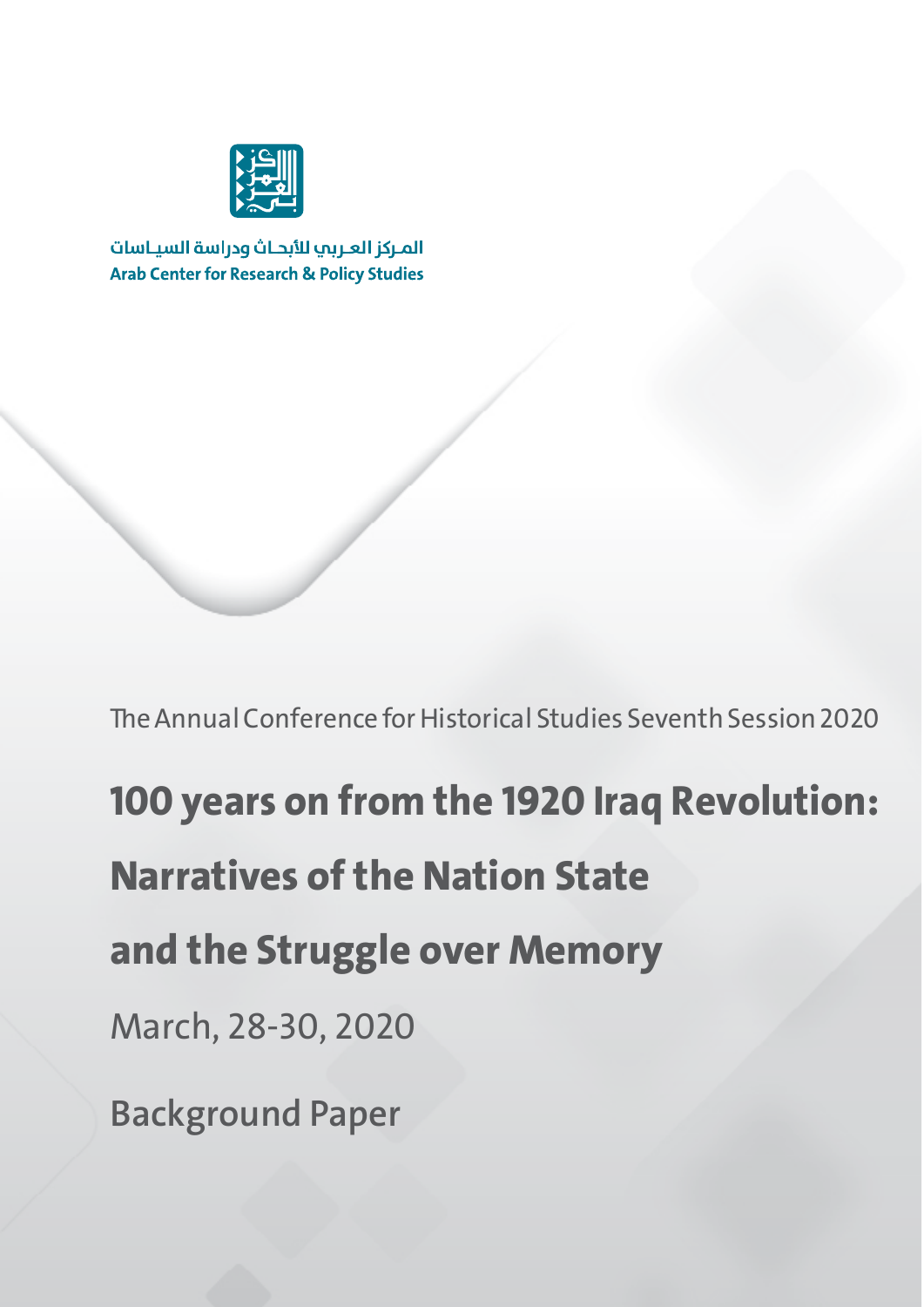المـركز العـربي للأبحـاث ودراسة السيـاسات

**Arab Center for Research & Policy Studies**

The Annual Conference for Historical Studies Seventh Session 2020

# 100 years on from the 1920 Iraq Revolution: Narratives of the Nation State and the Struggle over Memory

March, 28-30, 2020

Background Paper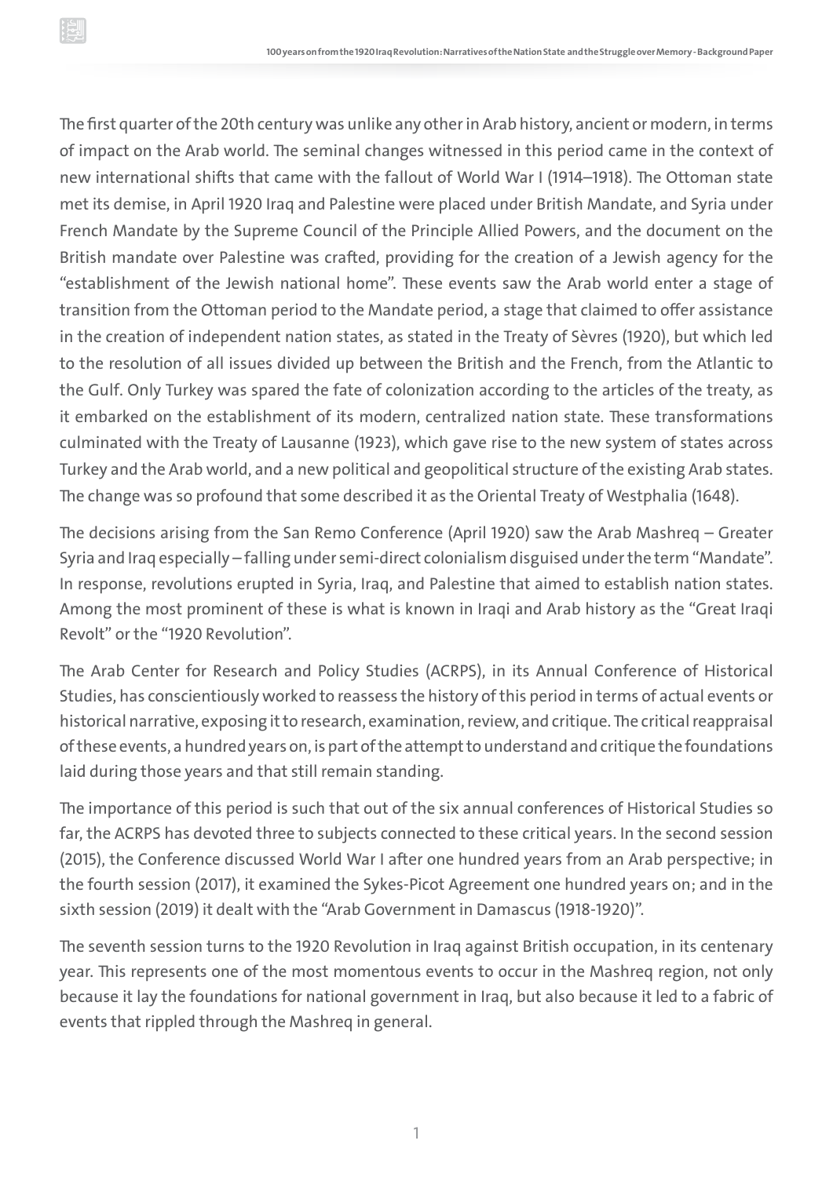The first quarter of the 20th century was unlike any other in Arab history, ancient or modern, in terms of impact on the Arab world. The seminal changes witnessed in this period came in the context of new international shifts that came with the fallout of World War I (1914–1918). The Ottoman state met its demise, in April 1920 Iraq and Palestine were placed under British Mandate, and Syria under French Mandate by the Supreme Council of the Principle Allied Powers, and the document on the British mandate over Palestine was crafted, providing for the creation of a Jewish agency for the "establishment of the Jewish national home". These events saw the Arab world enter a stage of transition from the Ottoman period to the Mandate period, a stage that claimed to offer assistance in the creation of independent nation states, as stated in the Treaty of Sèvres (1920), but which led to the resolution of all issues divided up between the British and the French, from the Atlantic to the Gulf. Only Turkey was spared the fate of colonization according to the articles of the treaty, as it embarked on the establishment of its modern, centralized nation state. These transformations culminated with the Treaty of Lausanne (1923), which gave rise to the new system of states across Turkey and the Arab world, and a new political and geopolitical structure of the existing Arab states. The change was so profound that some described it as the Oriental Treaty of Westphalia (1648).

The decisions arising from the San Remo Conference (April 1920) saw the Arab Mashreq – Greater Syria and Iraq especially – falling under semi-direct colonialism disguised under the term "Mandate". In response, revolutions erupted in Syria, Iraq, and Palestine that aimed to establish nation states. Among the most prominent of these is what is known in Iraqi and Arab history as the "Great Iraqi Revolt" or the "1920 Revolution".

The Arab Center for Research and Policy Studies (ACRPS), in its Annual Conference of Historical Studies, has conscientiously worked to reassess the history of this period in terms of actual events or historical narrative, exposing it to research, examination, review, and critique. The critical reappraisal of these events, a hundred years on, is part of the attempt to understand and critique the foundations laid during those years and that still remain standing.

The importance of this period is such that out of the six annual conferences of Historical Studies so far, the ACRPS has devoted three to subjects connected to these critical years. In the second session (2015), the Conference discussed World War I after one hundred years from an Arab perspective; in the fourth session (2017), it examined the Sykes-Picot Agreement one hundred years on; and in the sixth session (2019) it dealt with the "Arab Government in Damascus (1918-1920)".

The seventh session turns to the 1920 Revolution in Iraq against British occupation, in its centenary year. This represents one of the most momentous events to occur in the Mashreq region, not only because it lay the foundations for national government in Iraq, but also because it led to a fabric of events that rippled through the Mashreq in general.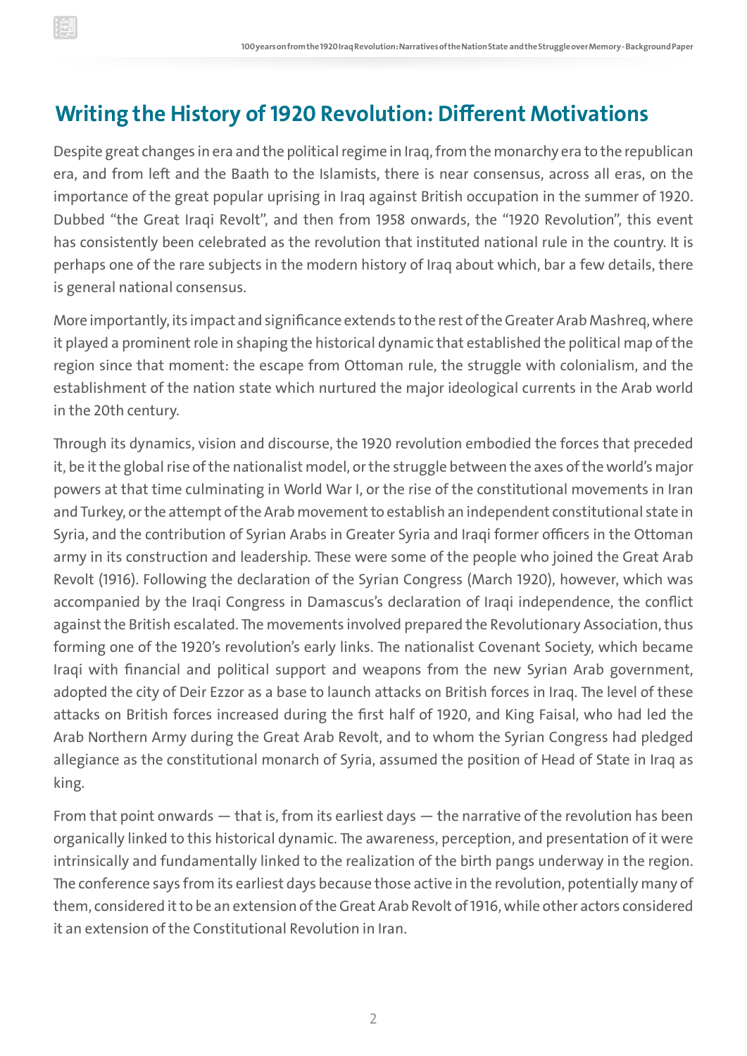## Writing the History of 1920 Revolution: Different Motivations

Despite great changes in era and the political regime in Iraq, from the monarchy era to the republican era, and from left and the Baath to the Islamists, there is near consensus, across all eras, on the importance of the great popular uprising in Iraq against British occupation in the summer of 1920. Dubbed “the Great Iraqi Revolt”, and then from 1958 onwards, the “1920 Revolution”, this event has consistently been celebrated as the revolution that instituted national rule in the country. It is perhaps one of the rare subjects in the modern history of Iraq about which, bar a few details, there is general national consensus.

More importantly, its impact and significance extends to the rest of the Greater Arab Mashreq, where it played a prominent role in shaping the historical dynamic that established the political map of the region since that moment: the escape from Ottoman rule, the struggle with colonialism, and the establishment of the nation state which nurtured the major ideological currents in the Arab world in the 20th century.

Through its dynamics, vision and discourse, the 1920 revolution embodied the forces that preceded it, be it the global rise of the nationalist model, or the struggle between the axes of the world’s major powers at that time culminating in World War I, or the rise of the constitutional movements in Iran and Turkey, or the attempt of the Arab movement to establish an independent constitutional state in Syria, and the contribution of Syrian Arabs in Greater Syria and Iraqi former officers in the Ottoman army in its construction and leadership. These were some of the people who joined the Great Arab Revolt (1916). Following the declaration of the Syrian Congress (March 1920), however, which was accompanied by the Iraqi Congress in Damascus’s declaration of Iraqi independence, the conflict against the British escalated. The movements involved prepared the Revolutionary Association, thus forming one of the 1920’s revolution’s early links. The nationalist Covenant Society, which became Iraqi with financial and political support and weapons from the new Syrian Arab government, adopted the city of Deir Ezzor as a base to launch attacks on British forces in Iraq. The level of these attacks on British forces increased during the first half of 1920, and King Faisal, who had led the Arab Northern Army during the Great Arab Revolt, and to whom the Syrian Congress had pledged allegiance as the constitutional monarch of Syria, assumed the position of Head of State in Iraq as king.

From that point onwards — that is, from its earliest days — the narrative of the revolution has been organically linked to this historical dynamic. The awareness, perception, and presentation of it were intrinsically and fundamentally linked to the realization of the birth pangs underway in the region. The conference says from its earliest days because those active in the revolution, potentially many of them, considered it to be an extension of the Great Arab Revolt of 1916, while other actors considered it an extension of the Constitutional Revolution in Iran.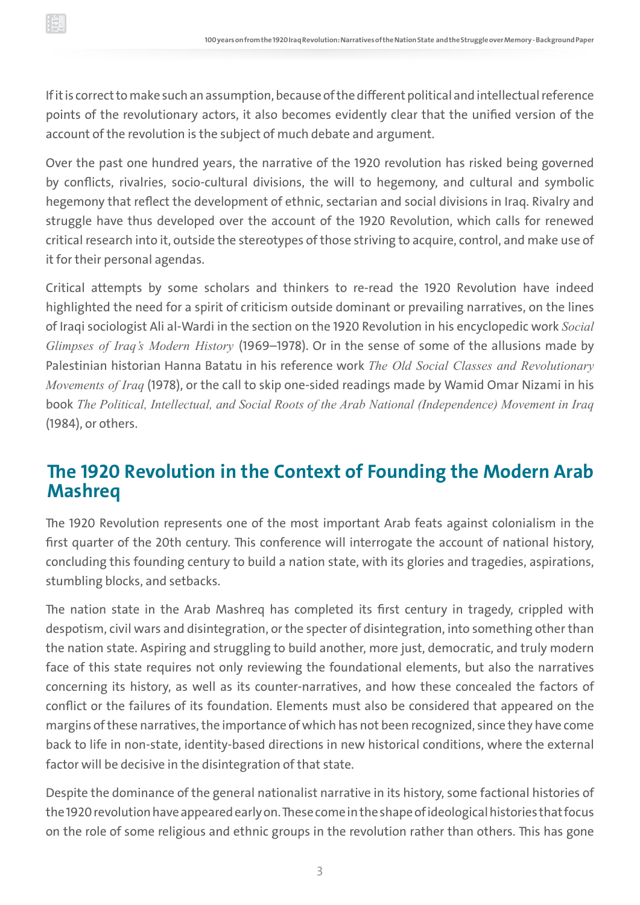If it is correct to make such an assumption, because of the different political and intellectual reference points of the revolutionary actors, it also becomes evidently clear that the unified version of the account of the revolution is the subject of much debate and argument.

Over the past one hundred years, the narrative of the 1920 revolution has risked being governed by conflicts, rivalries, socio-cultural divisions, the will to hegemony, and cultural and symbolic hegemony that reflect the development of ethnic, sectarian and social divisions in Iraq. Rivalry and struggle have thus developed over the account of the 1920 Revolution, which calls for renewed critical research into it, outside the stereotypes of those striving to acquire, control, and make use of it for their personal agendas.

Critical attempts by some scholars and thinkers to re-read the 1920 Revolution have indeed highlighted the need for a spirit of criticism outside dominant or prevailing narratives, on the lines of Iraqi sociologist Ali al-Wardi in the section on the 1920 Revolution in his encyclopedic work *Social Glimpses of Iraq's Modern History* (1969–1978). Or in the sense of some of the allusions made by Palestinian historian Hanna Batatu in his reference work *The Old Social Classes and Revolutionary Movements of Iraq* (1978), or the call to skip one-sided readings made by Wamid Omar Nizami in his book *The Political, Intellectual, and Social Roots of the Arab National (Independence) Movement in Iraq* (1984), or others.

## The 1920 Revolution in the Context of Founding the Modern Arab Mashreq

The 1920 Revolution represents one of the most important Arab feats against colonialism in the first quarter of the 20th century. This conference will interrogate the account of national history, concluding this founding century to build a nation state, with its glories and tragedies, aspirations, stumbling blocks, and setbacks.

The nation state in the Arab Mashreq has completed its first century in tragedy, crippled with despotism, civil wars and disintegration, or the specter of disintegration, into something other than the nation state. Aspiring and struggling to build another, more just, democratic, and truly modern face of this state requires not only reviewing the foundational elements, but also the narratives concerning its history, as well as its counter-narratives, and how these concealed the factors of conflict or the failures of its foundation. Elements must also be considered that appeared on the margins of these narratives, the importance of which has not been recognized, since they have come back to life in non-state, identity-based directions in new historical conditions, where the external factor will be decisive in the disintegration of that state.

Despite the dominance of the general nationalist narrative in its history, some factional histories of the 1920 revolution have appeared early on. These come in the shape of ideological histories that focus on the role of some religious and ethnic groups in the revolution rather than others. This has gone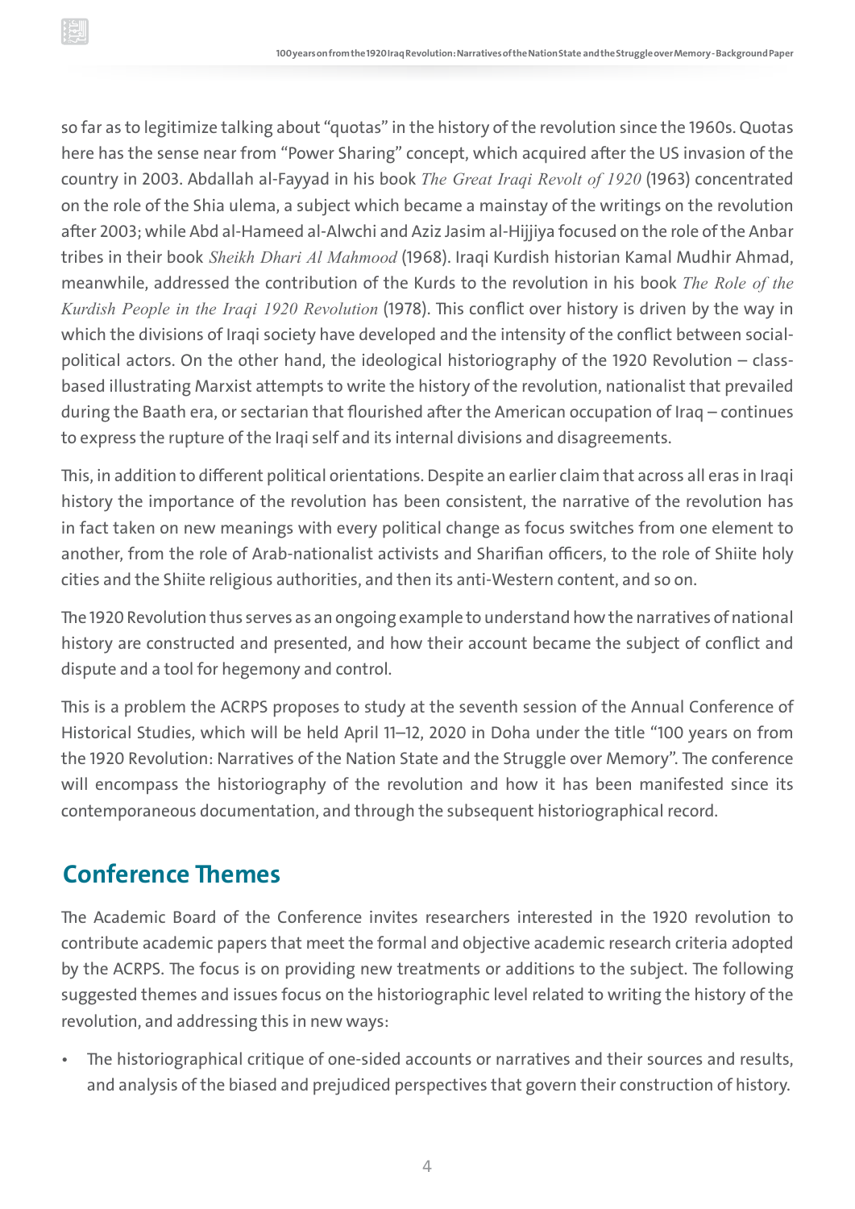so far as to legitimize talking about "quotas" in the history of the revolution since the 1960s. Quotas here has the sense near from "Power Sharing" concept, which acquired after the US invasion of the country in 2003. Abdallah al-Fayyad in his book *The Great Iraqi Revolt of 1920* (1963) concentrated on the role of the Shia ulema, a subject which became a mainstay of the writings on the revolution after 2003; while Abd al-Hameed al-Alwchi and Aziz Jasim al-Hijjiya focused on the role of the Anbar tribes in their book *Sheikh Dhari Al Mahmood* (1968). Iraqi Kurdish historian Kamal Mudhir Ahmad, meanwhile, addressed the contribution of the Kurds to the revolution in his book *The Role of the Kurdish People in the Iraqi 1920 Revolution* (1978). This conflict over history is driven by the way in which the divisions of Iraqi society have developed and the intensity of the conflict between social-political actors. On the other hand, the ideological historiography of the 1920 Revolution – class-based illustrating Marxist attempts to write the history of the revolution, nationalist that prevailed during the Baath era, or sectarian that flourished after the American occupation of Iraq – continues to express the rupture of the Iraqi self and its internal divisions and disagreements.

This, in addition to different political orientations. Despite an earlier claim that across all eras in Iraqi history the importance of the revolution has been consistent, the narrative of the revolution has in fact taken on new meanings with every political change as focus switches from one element to another, from the role of Arab-nationalist activists and Sharifian officers, to the role of Shiite holy cities and the Shiite religious authorities, and then its anti-Western content, and so on.

The 1920 Revolution thus serves as an ongoing example to understand how the narratives of national history are constructed and presented, and how their account became the subject of conflict and dispute and a tool for hegemony and control.

This is a problem the ACRPS proposes to study at the seventh session of the Annual Conference of Historical Studies, which will be held April 11–12, 2020 in Doha under the title "100 years on from the 1920 Revolution: Narratives of the Nation State and the Struggle over Memory". The conference will encompass the historiography of the revolution and how it has been manifested since its contemporaneous documentation, and through the subsequent historiographical record.

## Conference Themes

The Academic Board of the Conference invites researchers interested in the 1920 revolution to contribute academic papers that meet the formal and objective academic research criteria adopted by the ACRPS. The focus is on providing new treatments or additions to the subject. The following suggested themes and issues focus on the historiographic level related to writing the history of the revolution, and addressing this in new ways:

- The historiographical critique of one-sided accounts or narratives and their sources and results, and analysis of the biased and prejudiced perspectives that govern their construction of history.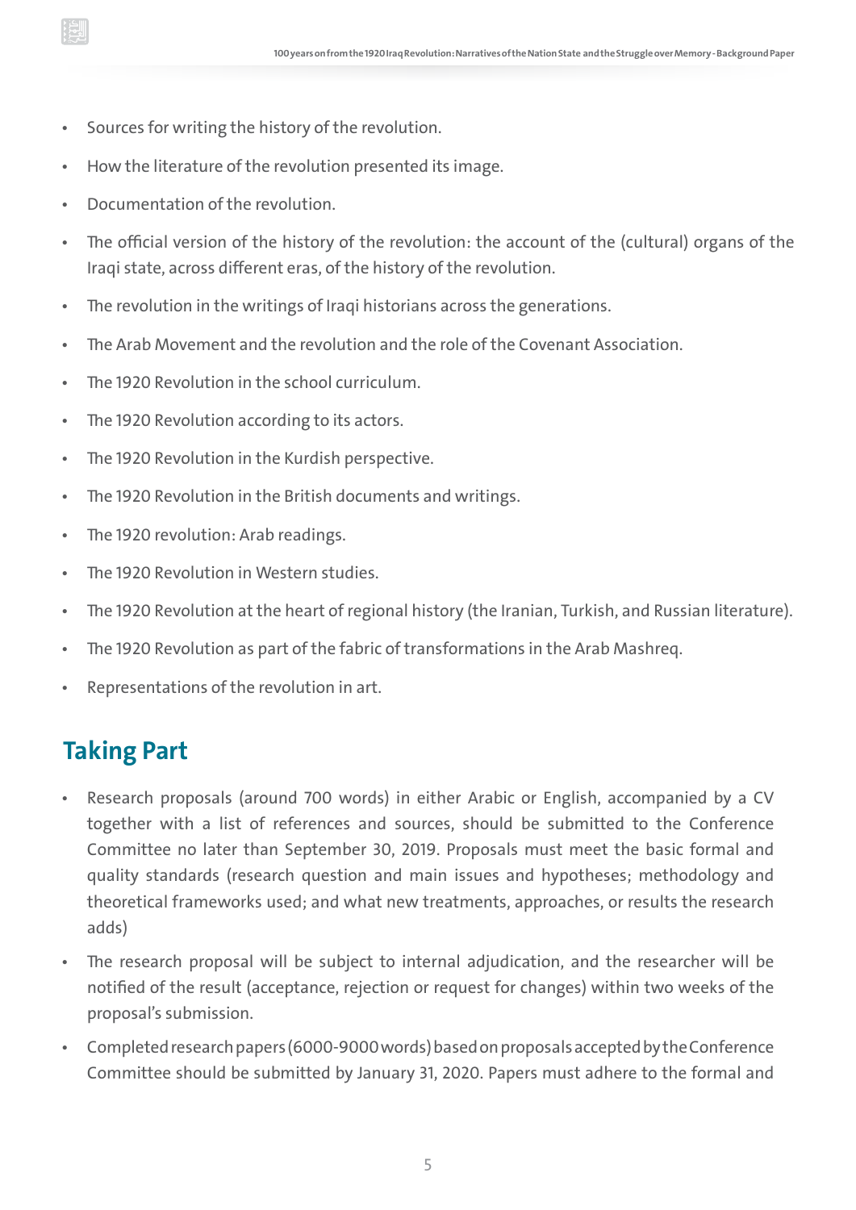- Sources for writing the history of the revolution.
- How the literature of the revolution presented its image.
- Documentation of the revolution.
- The official version of the history of the revolution: the account of the (cultural) organs of the Iraqi state, across different eras, of the history of the revolution.
- The revolution in the writings of Iraqi historians across the generations.
- The Arab Movement and the revolution and the role of the Covenant Association.
- The 1920 Revolution in the school curriculum.
- The 1920 Revolution according to its actors.
- The 1920 Revolution in the Kurdish perspective.
- The 1920 Revolution in the British documents and writings.
- The 1920 revolution: Arab readings.
- The 1920 Revolution in Western studies.
- The 1920 Revolution at the heart of regional history (the Iranian, Turkish, and Russian literature).
- The 1920 Revolution as part of the fabric of transformations in the Arab Mashreq.
- Representations of the revolution in art.

## Taking Part

- Research proposals (around 700 words) in either Arabic or English, accompanied by a CV together with a list of references and sources, should be submitted to the Conference Committee no later than September 30, 2019. Proposals must meet the basic formal and quality standards (research question and main issues and hypotheses; methodology and theoretical frameworks used; and what new treatments, approaches, or results the research adds)
- The research proposal will be subject to internal adjudication, and the researcher will be notified of the result (acceptance, rejection or request for changes) within two weeks of the proposal's submission.
- Completed research papers (6000-9000 words) based on proposals accepted by the Conference Committee should be submitted by January 31, 2020. Papers must adhere to the formal and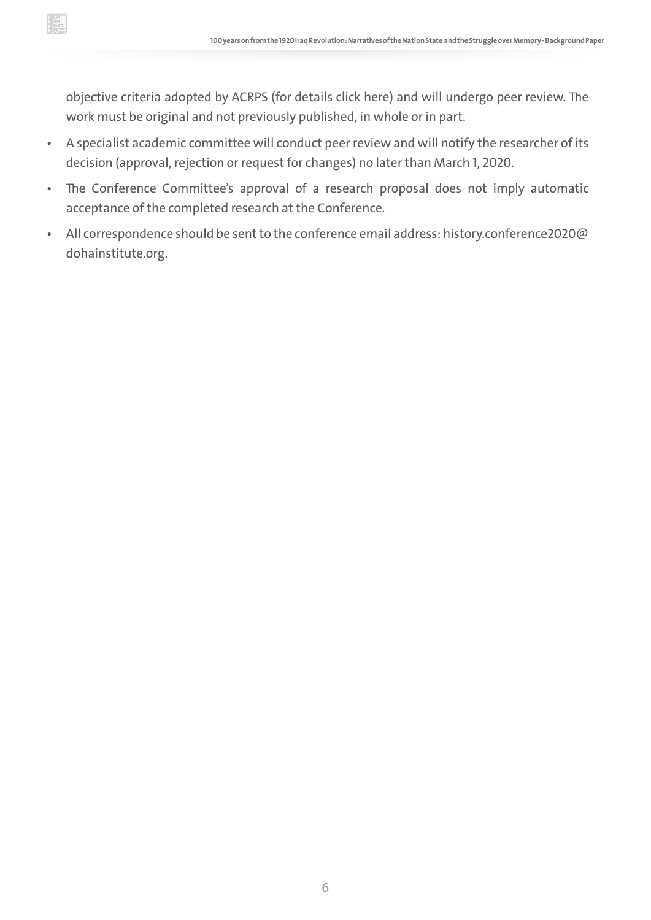objective criteria adopted by ACRPS (for details click here) and will undergo peer review. The work must be original and not previously published, in whole or in part.

- A specialist academic committee will conduct peer review and will notify the researcher of its decision (approval, rejection or request for changes) no later than March 1, 2020.
- The Conference Committee's approval of a research proposal does not imply automatic acceptance of the completed research at the Conference.
- All correspondence should be sent to the conference email address: history.conference2020@dohainstitute.org.